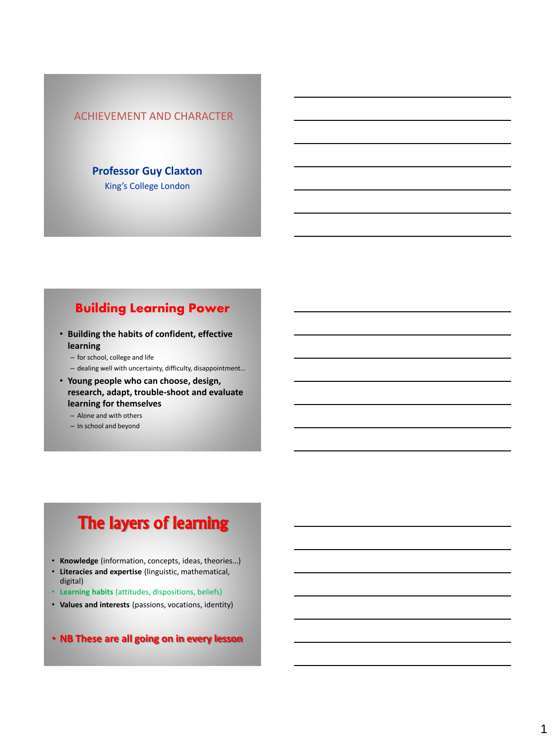# ACHIEVEMENT AND CHARACTER

**Professor Guy Claxton**

King's College London

## Building Learning Power

- **Building the habits of confident, effective learning**
  - for school, college and life
  - dealing well with uncertainty, difficulty, disappointment…
- **Young people who can choose, design, research, adapt, trouble-shoot and evaluate learning for themselves**
  - Alone and with others
  - In school and beyond

## The layers of learning

- **Knowledge** (information, concepts, ideas, theories…)
- **Literacies and expertise** (linguistic, mathematical, digital)
- **Learning habits** (attitudes, dispositions, beliefs)
- **Values and interests** (passions, vocations, identity)

- **NB These are all going on in every lesson**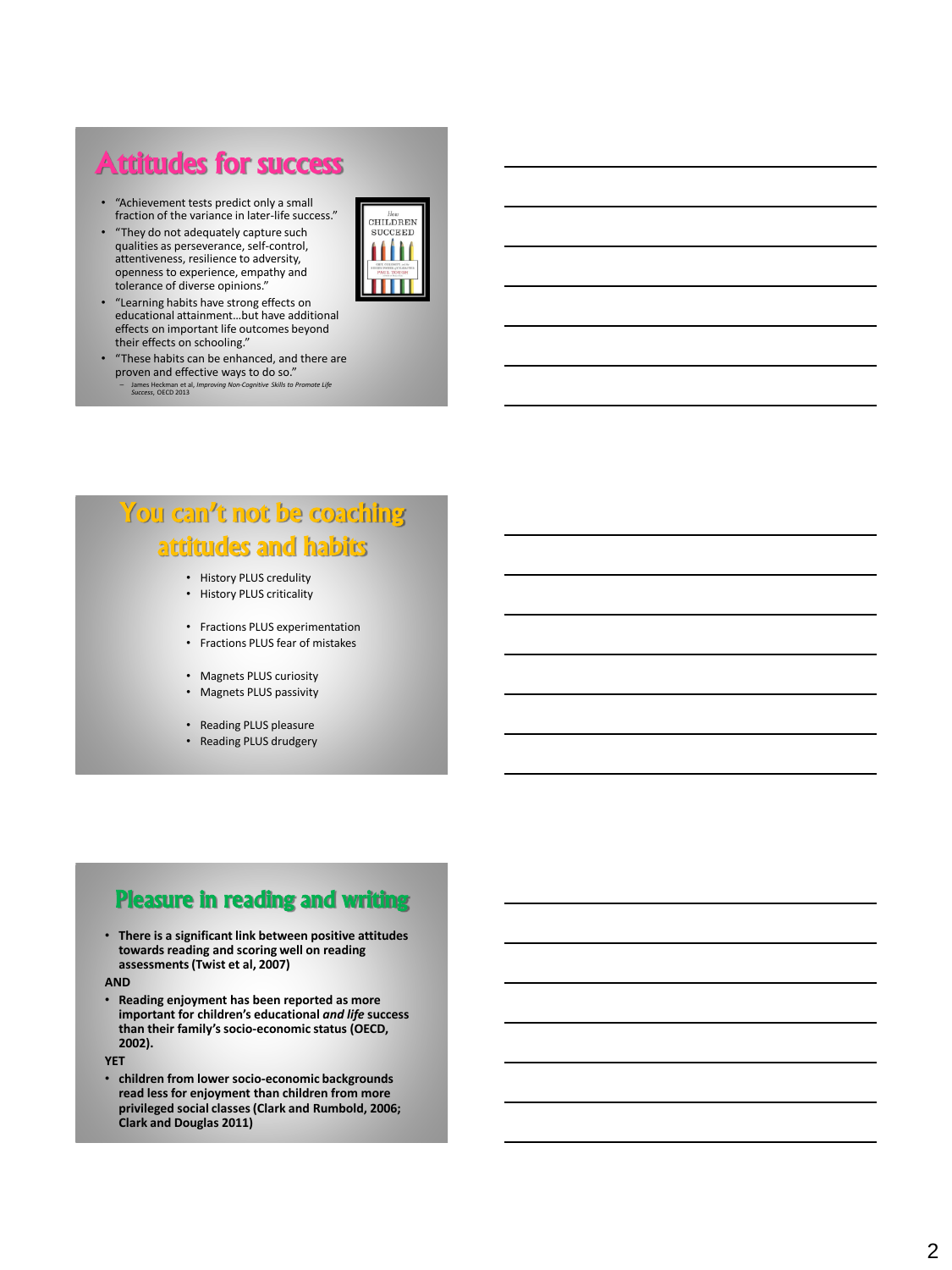## Attitudes for success

- "Achievement tests predict only a small fraction of the variance in later-life success."
- "They do not adequately capture such qualities as perseverance, self-control, attentiveness, resilience to adversity, openness to experience, empathy and tolerance of diverse opinions."
- "Learning habits have strong effects on educational attainment…but have additional effects on important life outcomes beyond their effects on schooling."
- "These habits can be enhanced, and there are proven and effective ways to do so."
  - James Heckman et al, *Improving Non-Cognitive Skills to Promote Life Success*, OECD 2013

## You can't not be coaching attitudes and habits

- History PLUS credulity
- History PLUS criticality

- Fractions PLUS experimentation
- Fractions PLUS fear of mistakes

- Magnets PLUS curiosity
- Magnets PLUS passivity

- Reading PLUS pleasure
- Reading PLUS drudgery

## Pleasure in reading and writing

- **There is a significant link between positive attitudes towards reading and scoring well on reading assessments (Twist et al, 2007)**

**AND**

- **Reading enjoyment has been reported as more important for children's educational *and life* success than their family's socio-economic status (OECD, 2002).**

**YET**

- **children from lower socio-economic backgrounds read less for enjoyment than children from more privileged social classes (Clark and Rumbold, 2006; Clark and Douglas 2011)**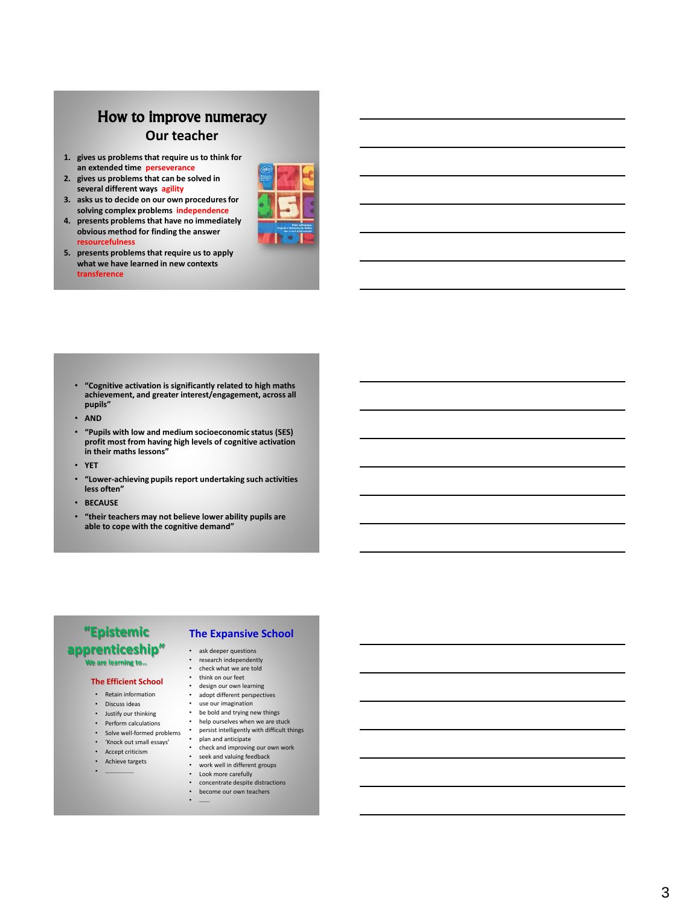## How to improve numeracy

### Our teacher

1. gives us problems that require us to think for an extended time perseverance
2. gives us problems that can be solved in several different ways agility
3. asks us to decide on our own procedures for solving complex problems independence
4. presents problems that have no immediately obvious method for finding the answer resourcefulness
5. presents problems that require us to apply what we have learned in new contexts transference

---

- **"Cognitive activation is significantly related to high maths achievement, and greater interest/engagement, across all pupils"**
- **AND**
- **"Pupils with low and medium socioeconomic status (SES) profit most from having high levels of cognitive activation in their maths lessons"**
- **YET**
- **"Lower-achieving pupils report undertaking such activities less often"**
- **BECAUSE**
- **"their teachers may not believe lower ability pupils are able to cope with the cognitive demand"**

---

## "Epistemic apprenticeship"

We are learning to...

### The Efficient School

- Retain information
- Discuss ideas
- Justify our thinking
- Perform calculations
- Solve well-formed problems
- 'Knock out small essays'
- Accept criticism
- Achieve targets
- ………………

### The Expansive School

- ask deeper questions
- research independently
- check what we are told
- think on our feet
- design our own learning
- adopt different perspectives
- use our imagination
- be bold and trying new things
- help ourselves when we are stuck
- persist intelligently with difficult things
- plan and anticipate
- check and improving our own work
- seek and valuing feedback
- work well in different groups
- Look more carefully
- concentrate despite distractions
- become our own teachers
- …….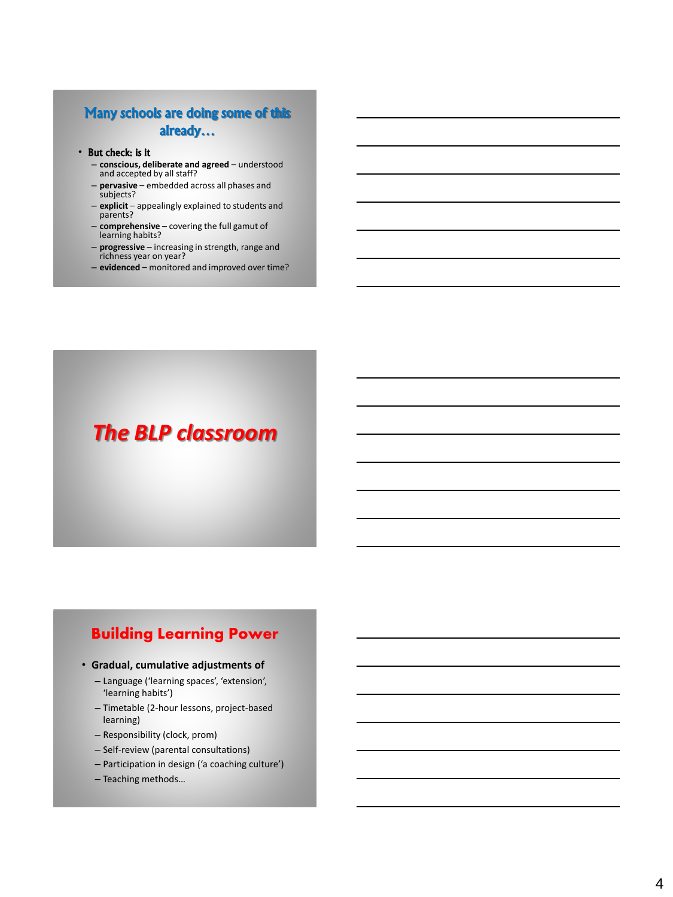## Many schools are doing some of this already…

- But check: is it
  - **conscious, deliberate and agreed** – understood and accepted by all staff?
  - **pervasive** – embedded across all phases and subjects?
  - **explicit** – appealingly explained to students and parents?
  - **comprehensive** – covering the full gamut of learning habits?
  - **progressive** – increasing in strength, range and richness year on year?
  - **evidenced** – monitored and improved over time?

## *The BLP classroom*

## Building Learning Power

- **Gradual, cumulative adjustments of**
  - Language ('learning spaces', 'extension', 'learning habits')
  - Timetable (2-hour lessons, project-based learning)
  - Responsibility (clock, prom)
  - Self-review (parental consultations)
  - Participation in design ('a coaching culture')
  - Teaching methods…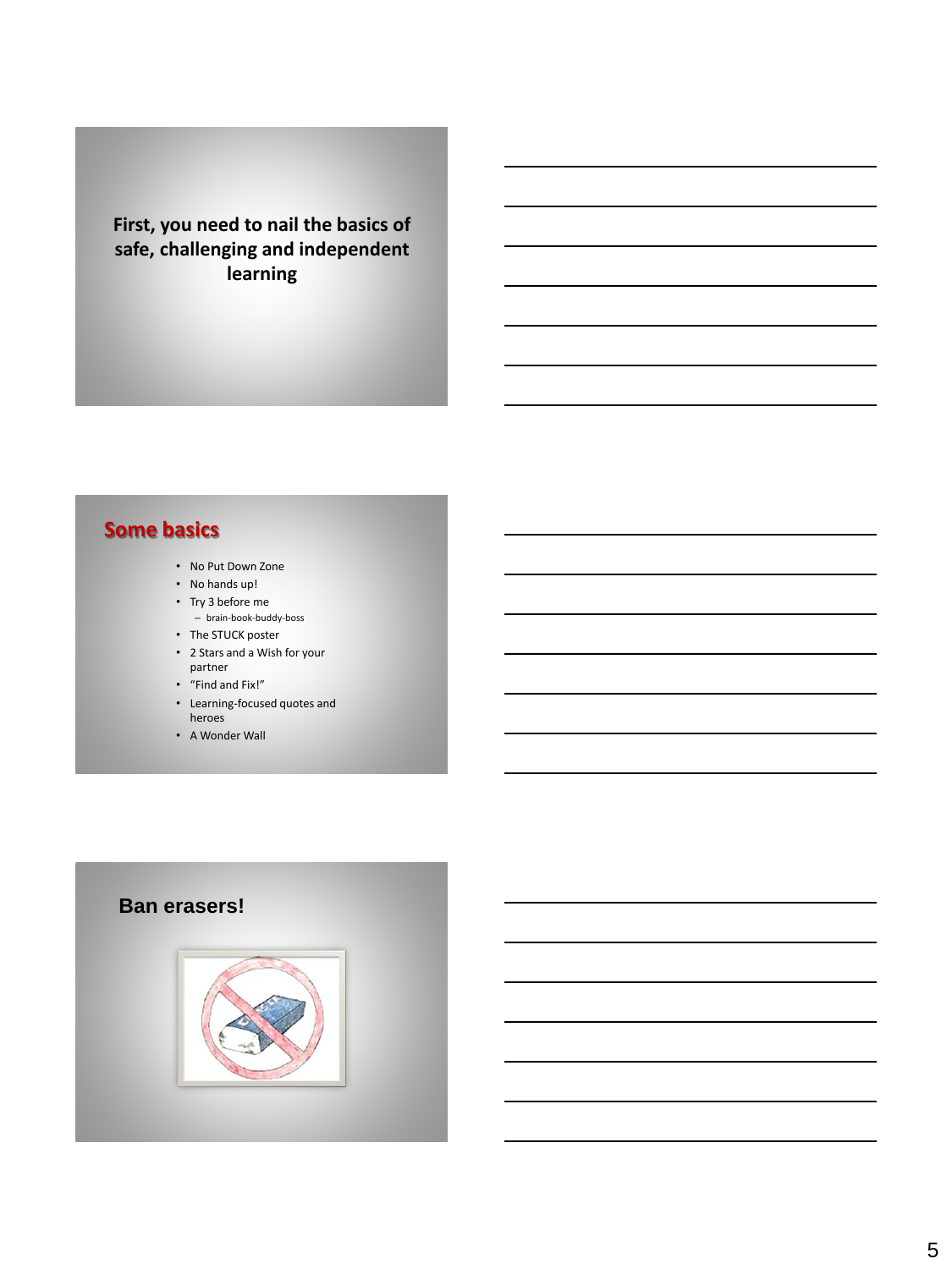**First, you need to nail the basics of safe, challenging and independent learning**

## Some basics

- No Put Down Zone
- No hands up!
- Try 3 before me
  - brain-book-buddy-boss
- The STUCK poster
- 2 Stars and a Wish for your partner
- "Find and Fix!"
- Learning-focused quotes and heroes
- A Wonder Wall

## Ban erasers!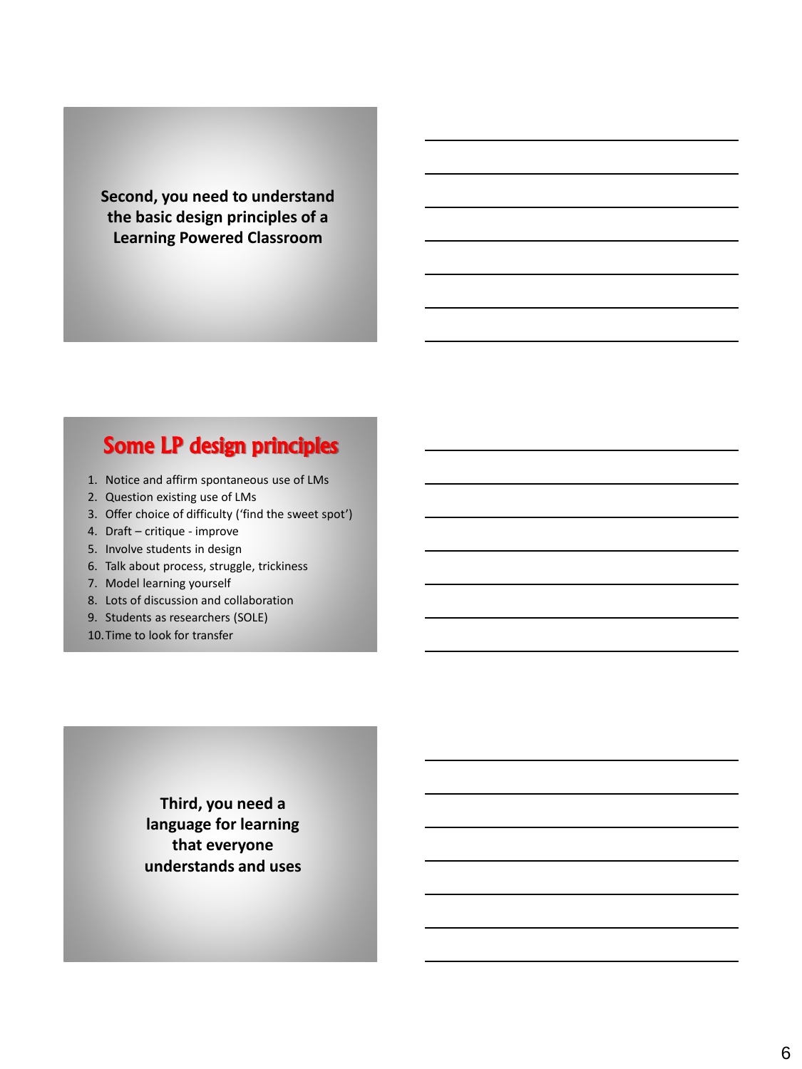**Second, you need to understand the basic design principles of a Learning Powered Classroom**

## Some LP design principles

1. Notice and affirm spontaneous use of LMs
2. Question existing use of LMs
3. Offer choice of difficulty ('find the sweet spot')
4. Draft – critique - improve
5. Involve students in design
6. Talk about process, struggle, trickiness
7. Model learning yourself
8. Lots of discussion and collaboration
9. Students as researchers (SOLE)
10. Time to look for transfer

**Third, you need a language for learning that everyone understands and uses**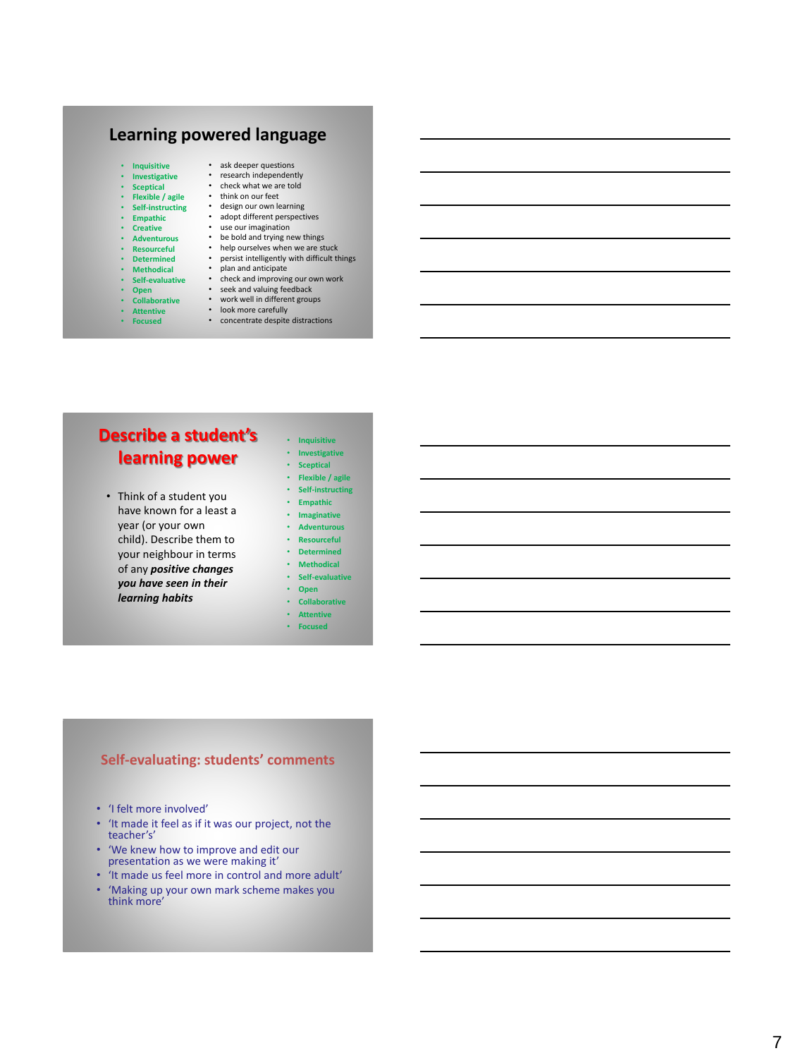## Learning powered language

| | |
|---|---|
| Inquisitive | ask deeper questions |
| Investigative | research independently |
| Sceptical | check what we are told |
| Flexible / agile | think on our feet |
| Self-instructing | design our own learning |
| Empathic | adopt different perspectives |
| Creative | use our imagination |
| Adventurous | be bold and trying new things |
| Resourceful | help ourselves when we are stuck |
| Determined | persist intelligently with difficult things |
| Methodical | plan and anticipate |
| Self-evaluative | check and improving our own work |
| Open | seek and valuing feedback |
| Collaborative | work well in different groups |
| Attentive | look more carefully |
| Focused | concentrate despite distractions |

## Describe a student's learning power

- Think of a student you have known for a least a year (or your own child). Describe them to your neighbour in terms of any ***positive changes you have seen in their learning habits***

- Inquisitive
- Investigative
- Sceptical
- Flexible / agile
- Self-instructing
- Empathic
- Imaginative
- Adventurous
- Resourceful
- Determined
- Methodical
- Self-evaluative
- Open
- Collaborative
- Attentive
- Focused

## Self-evaluating: students' comments

- 'I felt more involved'
- 'It made it feel as if it was our project, not the teacher's'
- 'We knew how to improve and edit our presentation as we were making it'
- 'It made us feel more in control and more adult'
- 'Making up your own mark scheme makes you think more'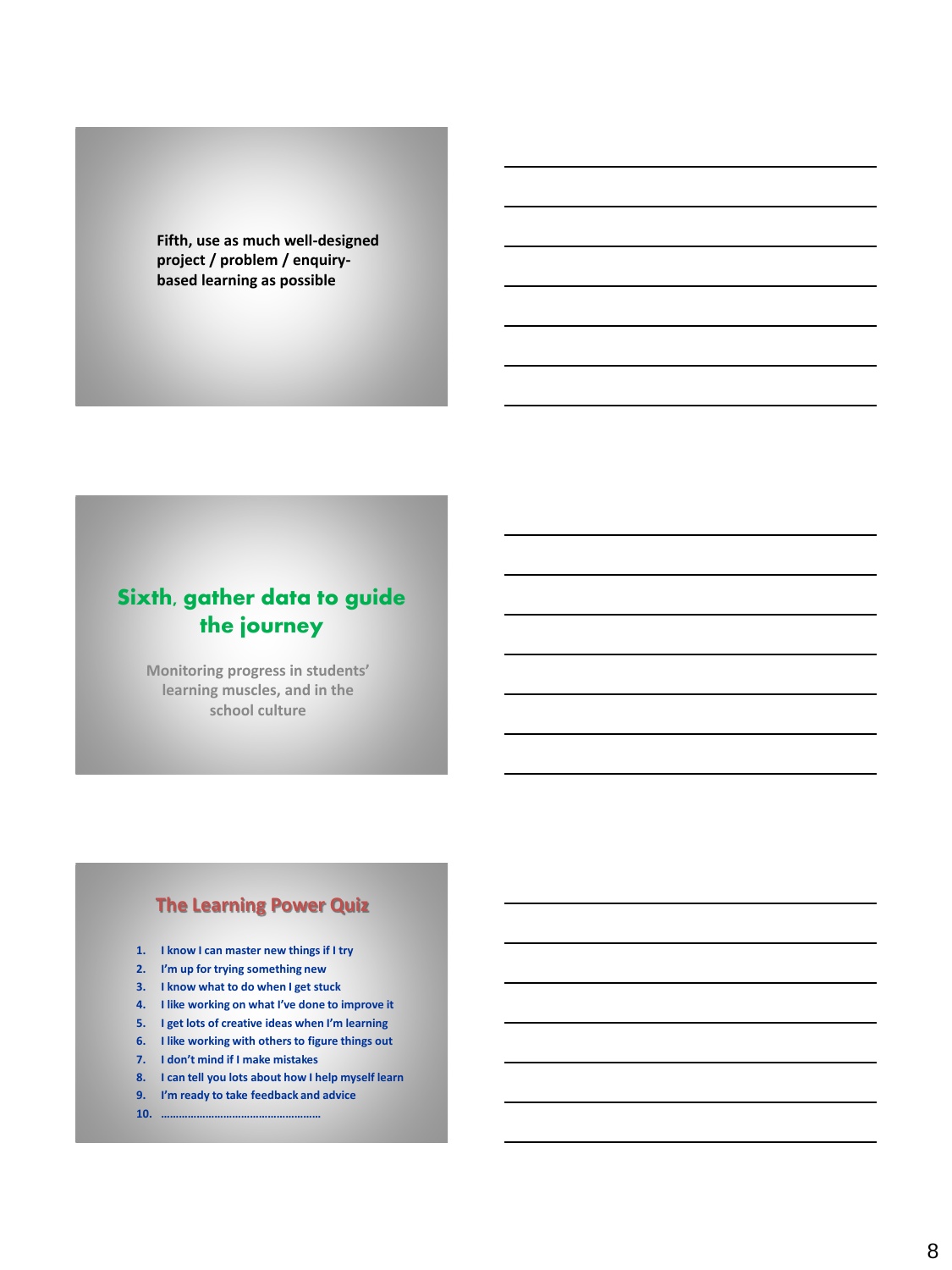Fifth, use as much well-designed project / problem / enquiry-based learning as possible

## Sixth, gather data to guide the journey

Monitoring progress in students' learning muscles, and in the school culture

## The Learning Power Quiz

1. I know I can master new things if I try
2. I'm up for trying something new
3. I know what to do when I get stuck
4. I like working on what I've done to improve it
5. I get lots of creative ideas when I'm learning
6. I like working with others to figure things out
7. I don't mind if I make mistakes
8. I can tell you lots about how I help myself learn
9. I'm ready to take feedback and advice
10. ……………………………………………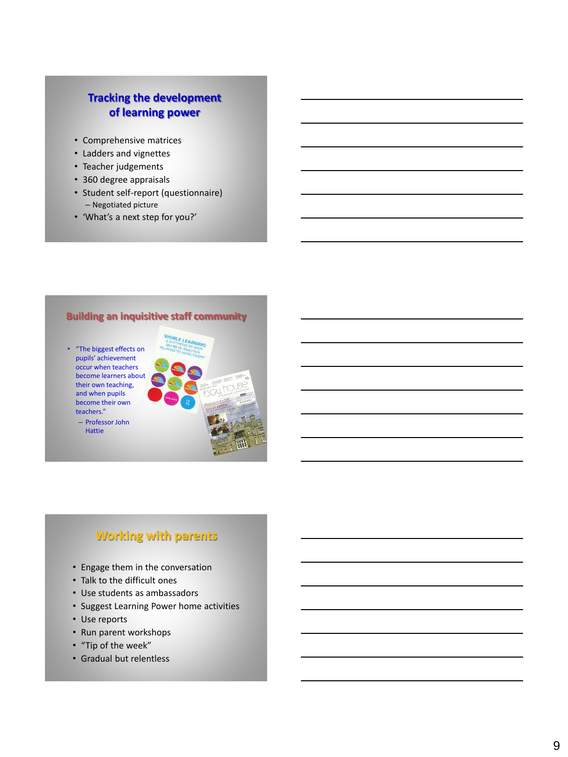## Tracking the development of learning power

- Comprehensive matrices
- Ladders and vignettes
- Teacher judgements
- 360 degree appraisals
- Student self-report (questionnaire)
  - Negotiated picture
- 'What's a next step for you?'

## Building an inquisitive staff community

- "The biggest effects on pupils' achievement occur when teachers become learners about their own teaching, and when pupils become their own teachers."
  - Professor John Hattie

## Working with parents

- Engage them in the conversation
- Talk to the difficult ones
- Use students as ambassadors
- Suggest Learning Power home activities
- Use reports
- Run parent workshops
- "Tip of the week"
- Gradual but relentless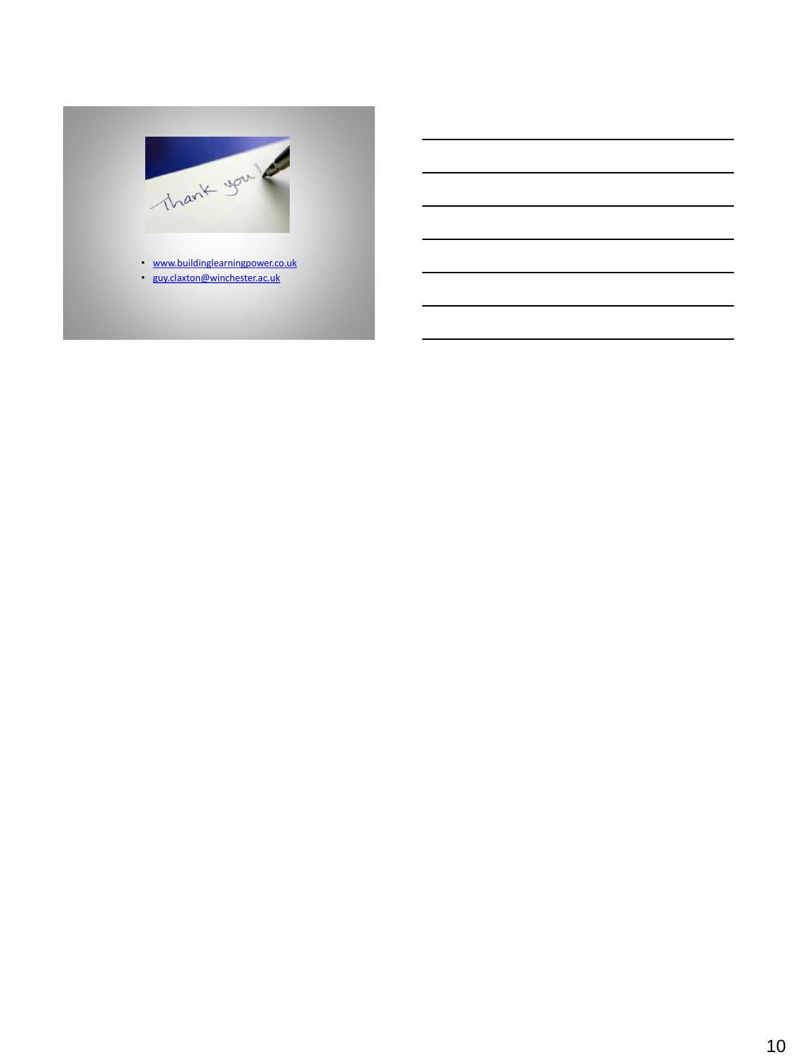- www.buildinglearningpower.co.uk
- guy.claxton@winchester.ac.uk